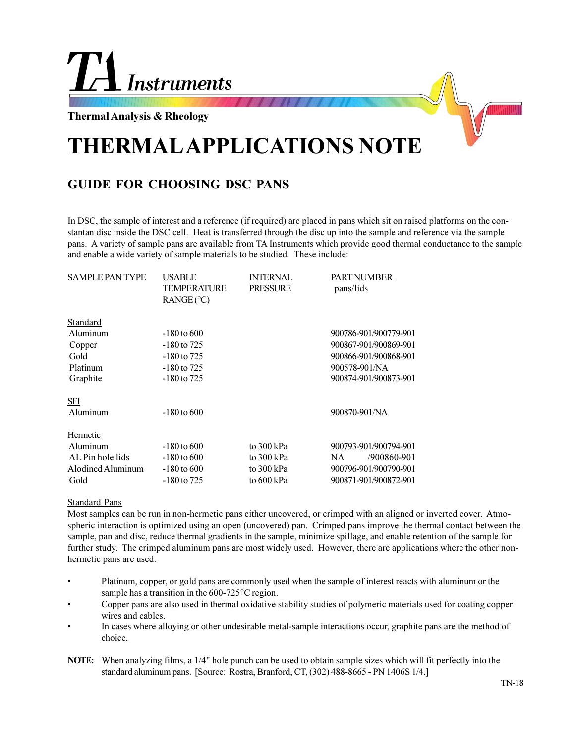TA Instruments

Thermal Analysis & Rheology

# THERMAL APPLICATIONS NOTE

## GUIDE FOR CHOOSING DSC PANS

In DSC, the sample of interest and a reference (if required) are placed in pans which sit on raised platforms on the constantan disc inside the DSC cell. Heat is transferred through the disc up into the sample and reference via the sample pans. A variety of sample pans are available from TA Instruments which provide good thermal conductance to the sample and enable a wide variety of sample materials to be studied. These include:

| SAMPLE PAN TYPE | USABLE TEMPERATURE RANGE (°C) | INTERNAL PRESSURE | PART NUMBER pans/lids |
|---|---|---|---|
| Standard | | | |
| Aluminum | -180 to 600 | | 900786-901/900779-901 |
| Copper | -180 to 725 | | 900867-901/900869-901 |
| Gold | -180 to 725 | | 900866-901/900868-901 |
| Platinum | -180 to 725 | | 900578-901/NA |
| Graphite | -180 to 725 | | 900874-901/900873-901 |
| SFI | | | |
| Aluminum | -180 to 600 | | 900870-901/NA |
| Hermetic | | | |
| Aluminum | -180 to 600 | to 300 kPa | 900793-901/900794-901 |
| AL Pin hole lids | -180 to 600 | to 300 kPa | NA /900860-901 |
| Alodined Aluminum | -180 to 600 | to 300 kPa | 900796-901/900790-901 |
| Gold | -180 to 725 | to 600 kPa | 900871-901/900872-901 |

Standard Pans

Most samples can be run in non-hermetic pans either uncovered, or crimped with an aligned or inverted cover. Atmospheric interaction is optimized using an open (uncovered) pan. Crimped pans improve the thermal contact between the sample, pan and disc, reduce thermal gradients in the sample, minimize spillage, and enable retention of the sample for further study. The crimped aluminum pans are most widely used. However, there are applications where the other non-hermetic pans are used.

- Platinum, copper, or gold pans are commonly used when the sample of interest reacts with aluminum or the sample has a transition in the 600-725°C region.
- Copper pans are also used in thermal oxidative stability studies of polymeric materials used for coating copper wires and cables.
- In cases where alloying or other undesirable metal-sample interactions occur, graphite pans are the method of choice.

**NOTE:** When analyzing films, a 1/4" hole punch can be used to obtain sample sizes which will fit perfectly into the standard aluminum pans. [Source: Rostra, Branford, CT, (302) 488-8665 - PN 1406S 1/4.]

TN-18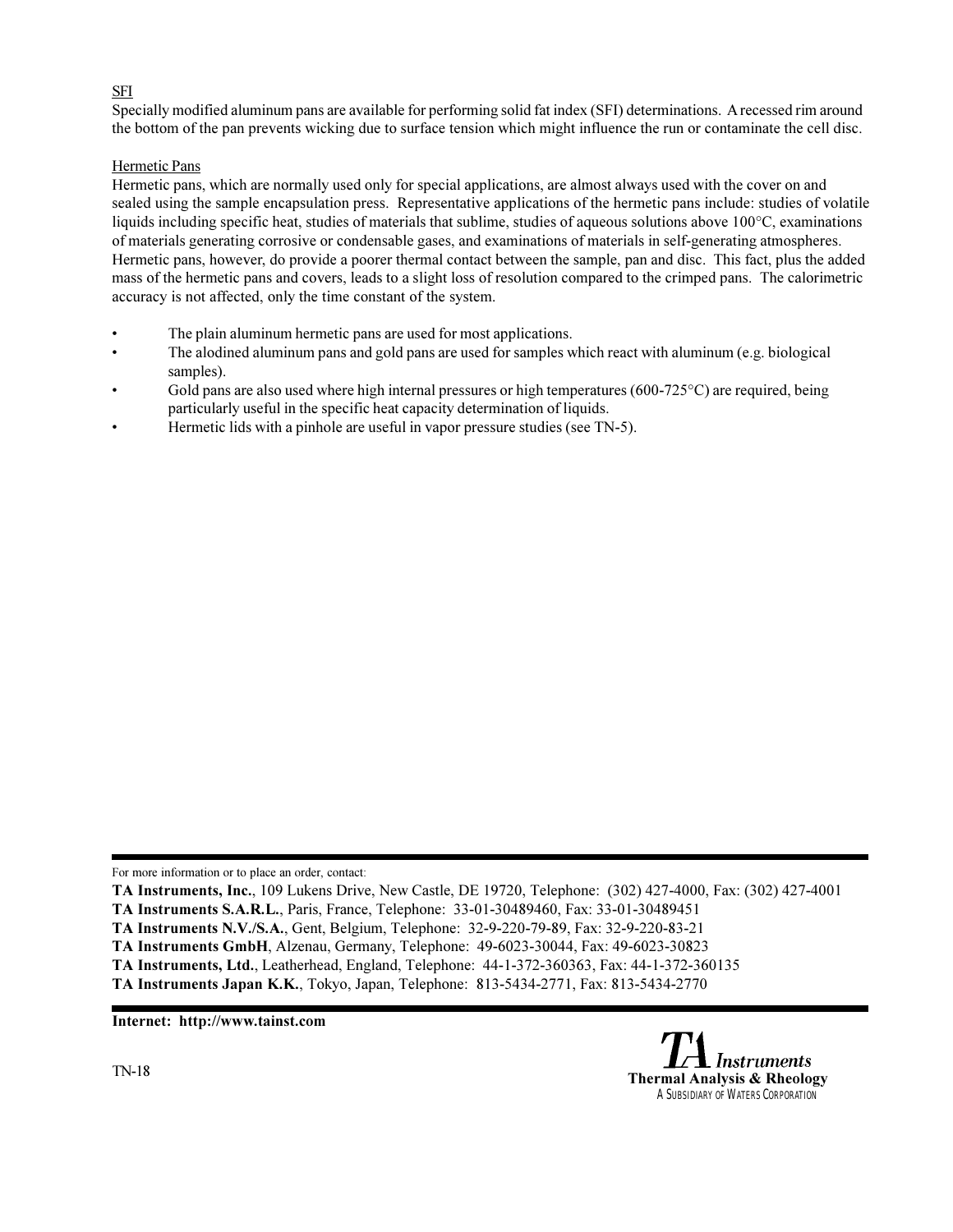SFI

Specially modified aluminum pans are available for performing solid fat index (SFI) determinations. A recessed rim around the bottom of the pan prevents wicking due to surface tension which might influence the run or contaminate the cell disc.

Hermetic Pans

Hermetic pans, which are normally used only for special applications, are almost always used with the cover on and sealed using the sample encapsulation press. Representative applications of the hermetic pans include: studies of volatile liquids including specific heat, studies of materials that sublime, studies of aqueous solutions above 100°C, examinations of materials generating corrosive or condensable gases, and examinations of materials in self-generating atmospheres. Hermetic pans, however, do provide a poorer thermal contact between the sample, pan and disc. This fact, plus the added mass of the hermetic pans and covers, leads to a slight loss of resolution compared to the crimped pans. The calorimetric accuracy is not affected, only the time constant of the system.

- The plain aluminum hermetic pans are used for most applications.
- The alodined aluminum pans and gold pans are used for samples which react with aluminum (e.g. biological samples).
- Gold pans are also used where high internal pressures or high temperatures (600-725°C) are required, being particularly useful in the specific heat capacity determination of liquids.
- Hermetic lids with a pinhole are useful in vapor pressure studies (see TN-5).

For more information or to place an order, contact:

**TA Instruments, Inc.**, 109 Lukens Drive, New Castle, DE 19720, Telephone: (302) 427-4000, Fax: (302) 427-4001
**TA Instruments S.A.R.L.**, Paris, France, Telephone: 33-01-30489460, Fax: 33-01-30489451
**TA Instruments N.V./S.A.**, Gent, Belgium, Telephone: 32-9-220-79-89, Fax: 32-9-220-83-21
**TA Instruments GmbH**, Alzenau, Germany, Telephone: 49-6023-30044, Fax: 49-6023-30823
**TA Instruments, Ltd.**, Leatherhead, England, Telephone: 44-1-372-360363, Fax: 44-1-372-360135
**TA Instruments Japan K.K.**, Tokyo, Japan, Telephone: 813-5434-2771, Fax: 813-5434-2770

**Internet: http://www.tainst.com**

TN-18

TA Instruments
**Thermal Analysis & Rheology**
A SUBSIDIARY OF WATERS CORPORATION